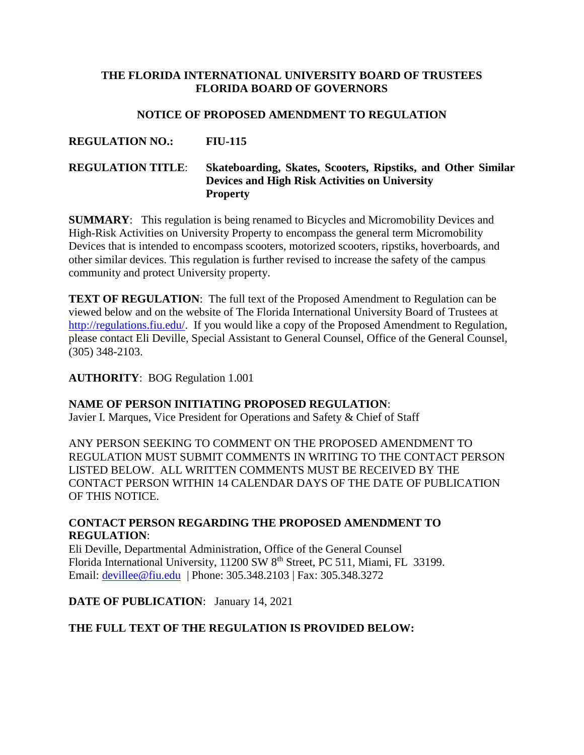# THE FLORIDA INTERNATIONAL UNIVERSITY BOARD OF TRUSTEES
# FLORIDA BOARD OF GOVERNORS

## NOTICE OF PROPOSED AMENDMENT TO REGULATION

**REGULATION NO.:** **FIU-115**

**REGULATION TITLE**: **Skateboarding, Skates, Scooters, Ripstiks, and Other Similar Devices and High Risk Activities on University Property**

**SUMMARY**: This regulation is being renamed to Bicycles and Micromobility Devices and High-Risk Activities on University Property to encompass the general term Micromobility Devices that is intended to encompass scooters, motorized scooters, ripstiks, hoverboards, and other similar devices. This regulation is further revised to increase the safety of the campus community and protect University property.

**TEXT OF REGULATION**: The full text of the Proposed Amendment to Regulation can be viewed below and on the website of The Florida International University Board of Trustees at http://regulations.fiu.edu/. If you would like a copy of the Proposed Amendment to Regulation, please contact Eli Deville, Special Assistant to General Counsel, Office of the General Counsel, (305) 348-2103.

**AUTHORITY**: BOG Regulation 1.001

**NAME OF PERSON INITIATING PROPOSED REGULATION**:
Javier I. Marques, Vice President for Operations and Safety & Chief of Staff

ANY PERSON SEEKING TO COMMENT ON THE PROPOSED AMENDMENT TO REGULATION MUST SUBMIT COMMENTS IN WRITING TO THE CONTACT PERSON LISTED BELOW. ALL WRITTEN COMMENTS MUST BE RECEIVED BY THE CONTACT PERSON WITHIN 14 CALENDAR DAYS OF THE DATE OF PUBLICATION OF THIS NOTICE.

**CONTACT PERSON REGARDING THE PROPOSED AMENDMENT TO REGULATION**:
Eli Deville, Departmental Administration, Office of the General Counsel
Florida International University, 11200 SW 8th Street, PC 511, Miami, FL 33199.
Email: devillee@fiu.edu | Phone: 305.348.2103 | Fax: 305.348.3272

**DATE OF PUBLICATION**: January 14, 2021

**THE FULL TEXT OF THE REGULATION IS PROVIDED BELOW:**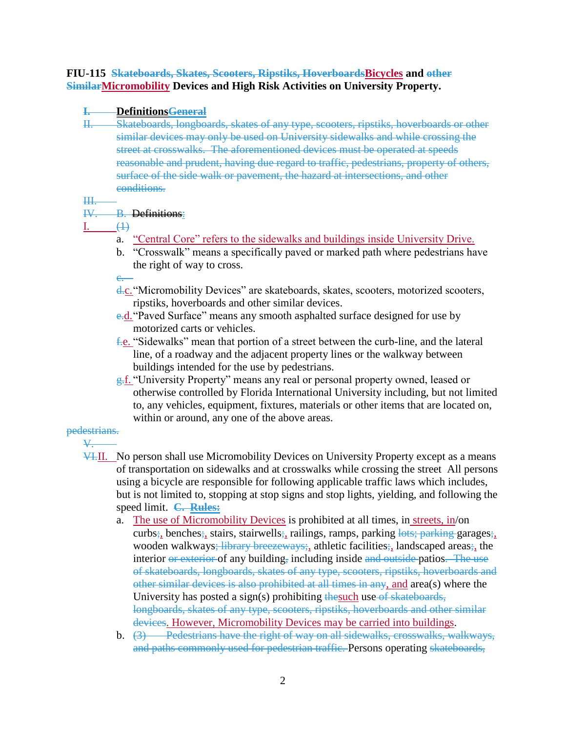**FIU-115 ~~Skateboards, Skates, Scooters, Ripstiks, Hoverboards~~Bicycles and ~~other Similar~~Micromobility Devices and High Risk Activities on University Property.**

~~I.~~ **Definitions~~General~~**

~~II. Skateboards, longboards, skates of any type, scooters, ripstiks, hoverboards or other similar devices may only be used on University sidewalks and while crossing the street at crosswalks. The aforementioned devices must be operated at speeds reasonable and prudent, having due regard to traffic, pedestrians, property of others, surface of the side walk or pavement, the hazard at intersections, and other conditions.~~

~~III.~~

~~IV. B.~~ Definitions~~:~~

I. ~~(1)~~

a. "Central Core" refers to the sidewalks and buildings inside University Drive.
b. "Crosswalk" means a specifically paved or marked path where pedestrians have the right of way to cross.
~~c.~~
~~d.~~c. "Micromobility Devices" are skateboards, skates, scooters, motorized scooters, ripstiks, hoverboards and other similar devices.
~~e.~~d. "Paved Surface" means any smooth asphalted surface designed for use by motorized carts or vehicles.
~~f.~~e. "Sidewalks" mean that portion of a street between the curb-line, and the lateral line, of a roadway and the adjacent property lines or the walkway between buildings intended for the use by pedestrians.
~~g.~~f. "University Property" means any real or personal property owned, leased or otherwise controlled by Florida International University including, but not limited to, any vehicles, equipment, fixtures, materials or other items that are located on, within or around, any one of the above areas.

~~pedestrians.~~

~~V.~~

~~VI.~~II. No person shall use Micromobility Devices on University Property except as a means of transportation on sidewalks and at crosswalks while crossing the street All persons using a bicycle are responsible for following applicable traffic laws which includes, but is not limited to, stopping at stop signs and stop lights, yielding, and following the speed limit. ~~C. **Rules:**~~

a. The use of Micromobility Devices is prohibited at all times, in streets, in/on curbs~~;~~, benches~~;~~, stairs, stairwells~~;~~, railings, ramps, parking ~~lots; parking~~ garages~~;~~, wooden walkways~~; library breezeways;~~, athletic facilities~~;~~, landscaped areas~~;~~, the interior ~~or exterior~~ of any building~~,~~ including inside ~~and outside~~ patios~~. The use of skateboards, longboards, skates of any type, scooters, ripstiks, hoverboards and other similar devices is also prohibited at all times in any~~, and area(s) where the University has posted a sign(s) prohibiting ~~the~~such use ~~of skateboards, longboards, skates of any type, scooters, ripstiks, hoverboards and other similar devices~~. However, Micromobility Devices may be carried into buildings.
b. ~~(3) Pedestrians have the right of way on all sidewalks, crosswalks, walkways, and paths commonly used for pedestrian traffic.~~ Persons operating ~~skateboards,~~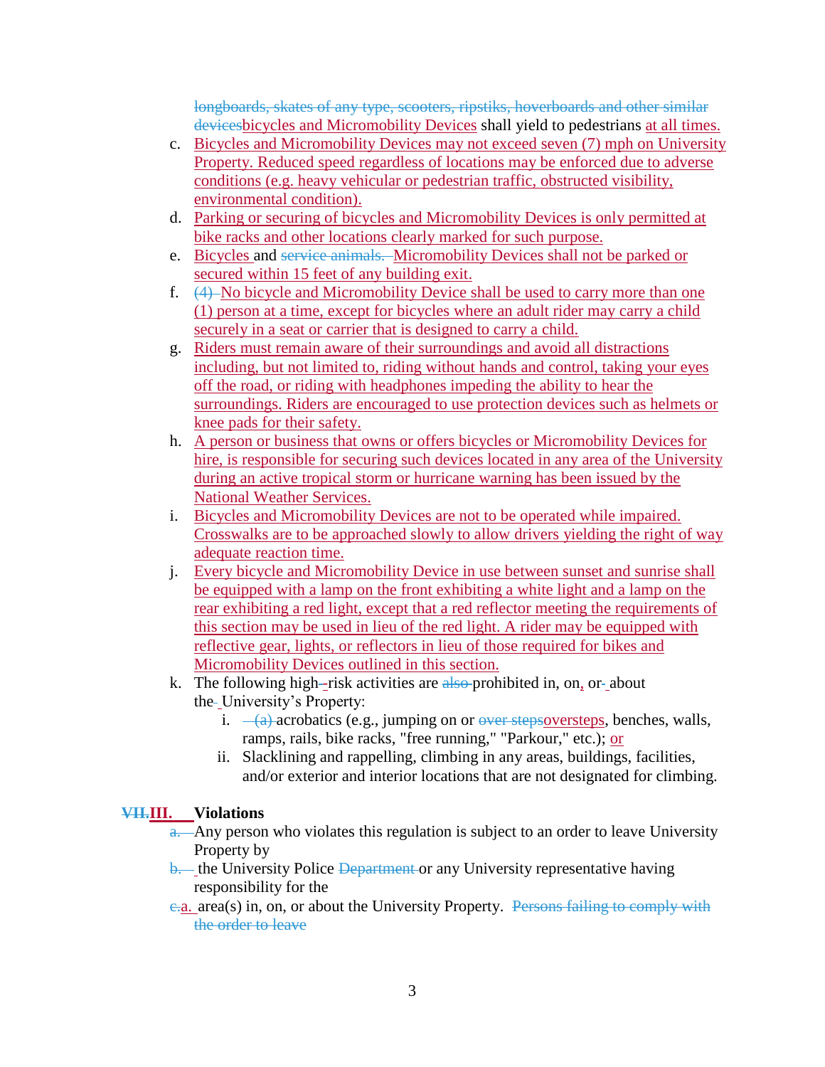~~longboards, skates of any type, scooters, ripstiks, hoverboards and other similar devices~~bicycles and Micromobility Devices shall yield to pedestrians at all times.

c. Bicycles and Micromobility Devices may not exceed seven (7) mph on University Property. Reduced speed regardless of locations may be enforced due to adverse conditions (e.g. heavy vehicular or pedestrian traffic, obstructed visibility, environmental condition).

d. Parking or securing of bicycles and Micromobility Devices is only permitted at bike racks and other locations clearly marked for such purpose.

e. Bicycles and ~~service animals.~~ Micromobility Devices shall not be parked or secured within 15 feet of any building exit.

f. ~~(4)~~ No bicycle and Micromobility Device shall be used to carry more than one (1) person at a time, except for bicycles where an adult rider may carry a child securely in a seat or carrier that is designed to carry a child.

g. Riders must remain aware of their surroundings and avoid all distractions including, but not limited to, riding without hands and control, taking your eyes off the road, or riding with headphones impeding the ability to hear the surroundings. Riders are encouraged to use protection devices such as helmets or knee pads for their safety.

h. A person or business that owns or offers bicycles or Micromobility Devices for hire, is responsible for securing such devices located in any area of the University during an active tropical storm or hurricane warning has been issued by the National Weather Services.

i. Bicycles and Micromobility Devices are not to be operated while impaired. Crosswalks are to be approached slowly to allow drivers yielding the right of way adequate reaction time.

j. Every bicycle and Micromobility Device in use between sunset and sunrise shall be equipped with a lamp on the front exhibiting a white light and a lamp on the rear exhibiting a red light, except that a red reflector meeting the requirements of this section may be used in lieu of the red light. A rider may be equipped with reflective gear, lights, or reflectors in lieu of those required for bikes and Micromobility Devices outlined in this section.

k. The following high-risk activities are ~~also~~ prohibited in, on, or about the University's Property:

   i. ~~(a)~~ acrobatics (e.g., jumping on or ~~over steps~~oversteps, benches, walls, ramps, rails, bike racks, "free running," "Parkour," etc.); or

   ii. Slacklining and rappelling, climbing in any areas, buildings, facilities, and/or exterior and interior locations that are not designated for climbing.

## ~~VII.~~III. Violations

~~a.~~ Any person who violates this regulation is subject to an order to leave University Property by

~~b.~~ the University Police ~~Department~~ or any University representative having responsibility for the

~~c.~~a. area(s) in, on, or about the University Property. ~~Persons failing to comply with the order to leave~~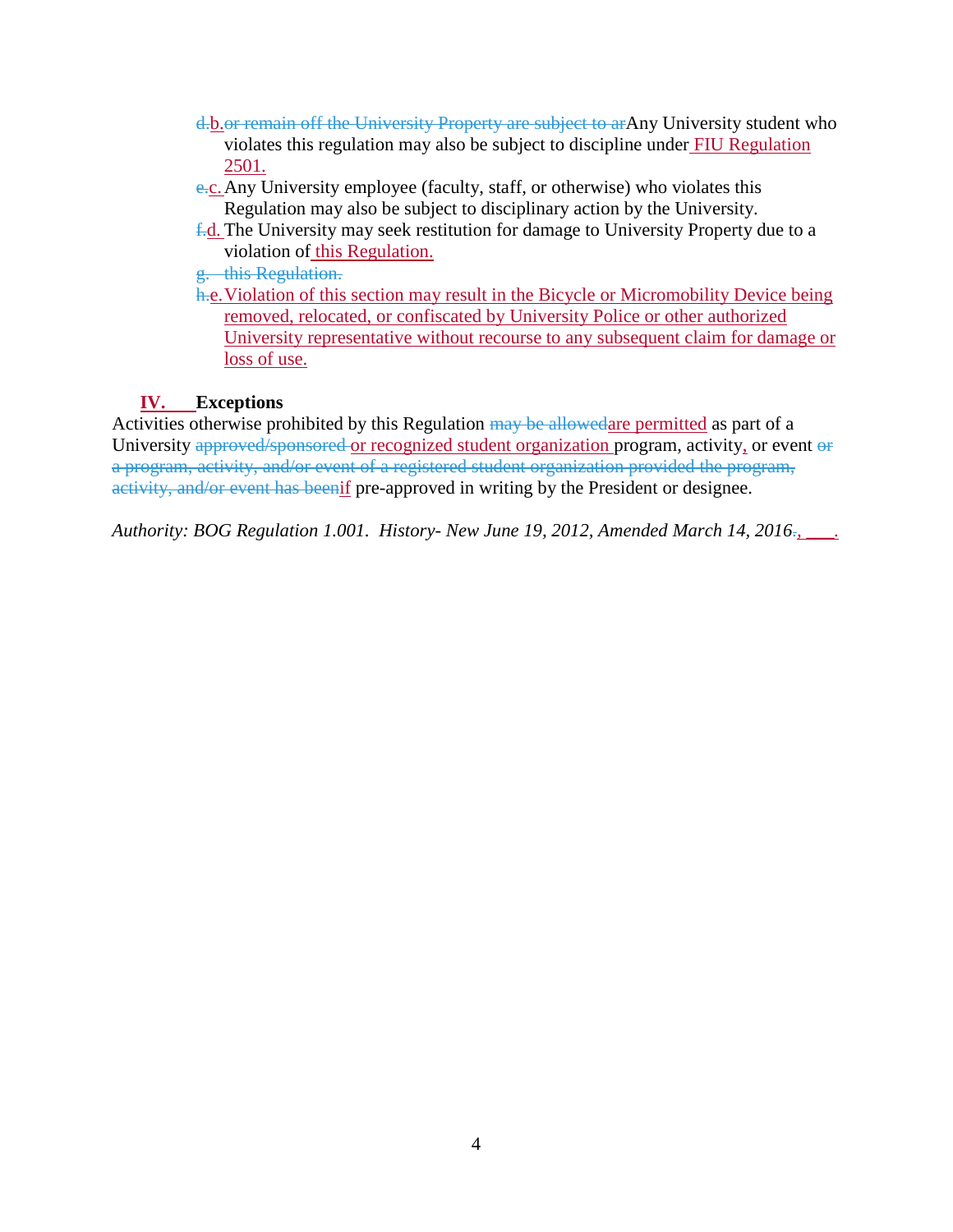d.b.or remain off the University Property are subject to arAny University student who violates this regulation may also be subject to discipline under FIU Regulation 2501.

e.c. Any University employee (faculty, staff, or otherwise) who violates this Regulation may also be subject to disciplinary action by the University.

f.d. The University may seek restitution for damage to University Property due to a violation of this Regulation.

g. this Regulation.

h.e. Violation of this section may result in the Bicycle or Micromobility Device being removed, relocated, or confiscated by University Police or other authorized University representative without recourse to any subsequent claim for damage or loss of use.

## IV. Exceptions

Activities otherwise prohibited by this Regulation may be allowedare permitted as part of a University approved/sponsored or recognized student organization program, activity, or event or a program, activity, and/or event of a registered student organization provided the program, activity, and/or event has beenif pre-approved in writing by the President or designee.

*Authority: BOG Regulation 1.001. History- New June 19, 2012, Amended March 14, 2016., \_\_\_.*